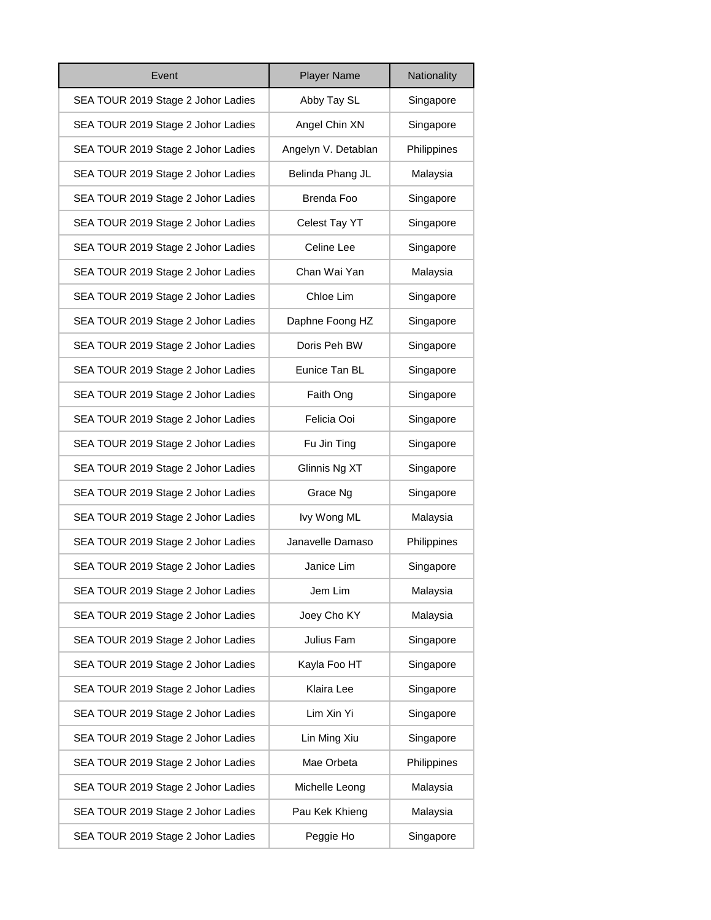| Event | Player Name | Nationality |
| --- | --- | --- |
| SEA TOUR 2019 Stage 2 Johor Ladies | Abby Tay SL | Singapore |
| SEA TOUR 2019 Stage 2 Johor Ladies | Angel Chin XN | Singapore |
| SEA TOUR 2019 Stage 2 Johor Ladies | Angelyn V. Detablan | Philippines |
| SEA TOUR 2019 Stage 2 Johor Ladies | Belinda Phang JL | Malaysia |
| SEA TOUR 2019 Stage 2 Johor Ladies | Brenda Foo | Singapore |
| SEA TOUR 2019 Stage 2 Johor Ladies | Celest Tay YT | Singapore |
| SEA TOUR 2019 Stage 2 Johor Ladies | Celine Lee | Singapore |
| SEA TOUR 2019 Stage 2 Johor Ladies | Chan Wai Yan | Malaysia |
| SEA TOUR 2019 Stage 2 Johor Ladies | Chloe Lim | Singapore |
| SEA TOUR 2019 Stage 2 Johor Ladies | Daphne Foong HZ | Singapore |
| SEA TOUR 2019 Stage 2 Johor Ladies | Doris Peh BW | Singapore |
| SEA TOUR 2019 Stage 2 Johor Ladies | Eunice Tan BL | Singapore |
| SEA TOUR 2019 Stage 2 Johor Ladies | Faith Ong | Singapore |
| SEA TOUR 2019 Stage 2 Johor Ladies | Felicia Ooi | Singapore |
| SEA TOUR 2019 Stage 2 Johor Ladies | Fu Jin Ting | Singapore |
| SEA TOUR 2019 Stage 2 Johor Ladies | Glinnis Ng XT | Singapore |
| SEA TOUR 2019 Stage 2 Johor Ladies | Grace Ng | Singapore |
| SEA TOUR 2019 Stage 2 Johor Ladies | Ivy Wong ML | Malaysia |
| SEA TOUR 2019 Stage 2 Johor Ladies | Janavelle Damaso | Philippines |
| SEA TOUR 2019 Stage 2 Johor Ladies | Janice Lim | Singapore |
| SEA TOUR 2019 Stage 2 Johor Ladies | Jem Lim | Malaysia |
| SEA TOUR 2019 Stage 2 Johor Ladies | Joey Cho KY | Malaysia |
| SEA TOUR 2019 Stage 2 Johor Ladies | Julius Fam | Singapore |
| SEA TOUR 2019 Stage 2 Johor Ladies | Kayla Foo HT | Singapore |
| SEA TOUR 2019 Stage 2 Johor Ladies | Klaira Lee | Singapore |
| SEA TOUR 2019 Stage 2 Johor Ladies | Lim Xin Yi | Singapore |
| SEA TOUR 2019 Stage 2 Johor Ladies | Lin Ming Xiu | Singapore |
| SEA TOUR 2019 Stage 2 Johor Ladies | Mae Orbeta | Philippines |
| SEA TOUR 2019 Stage 2 Johor Ladies | Michelle Leong | Malaysia |
| SEA TOUR 2019 Stage 2 Johor Ladies | Pau Kek Khieng | Malaysia |
| SEA TOUR 2019 Stage 2 Johor Ladies | Peggie Ho | Singapore |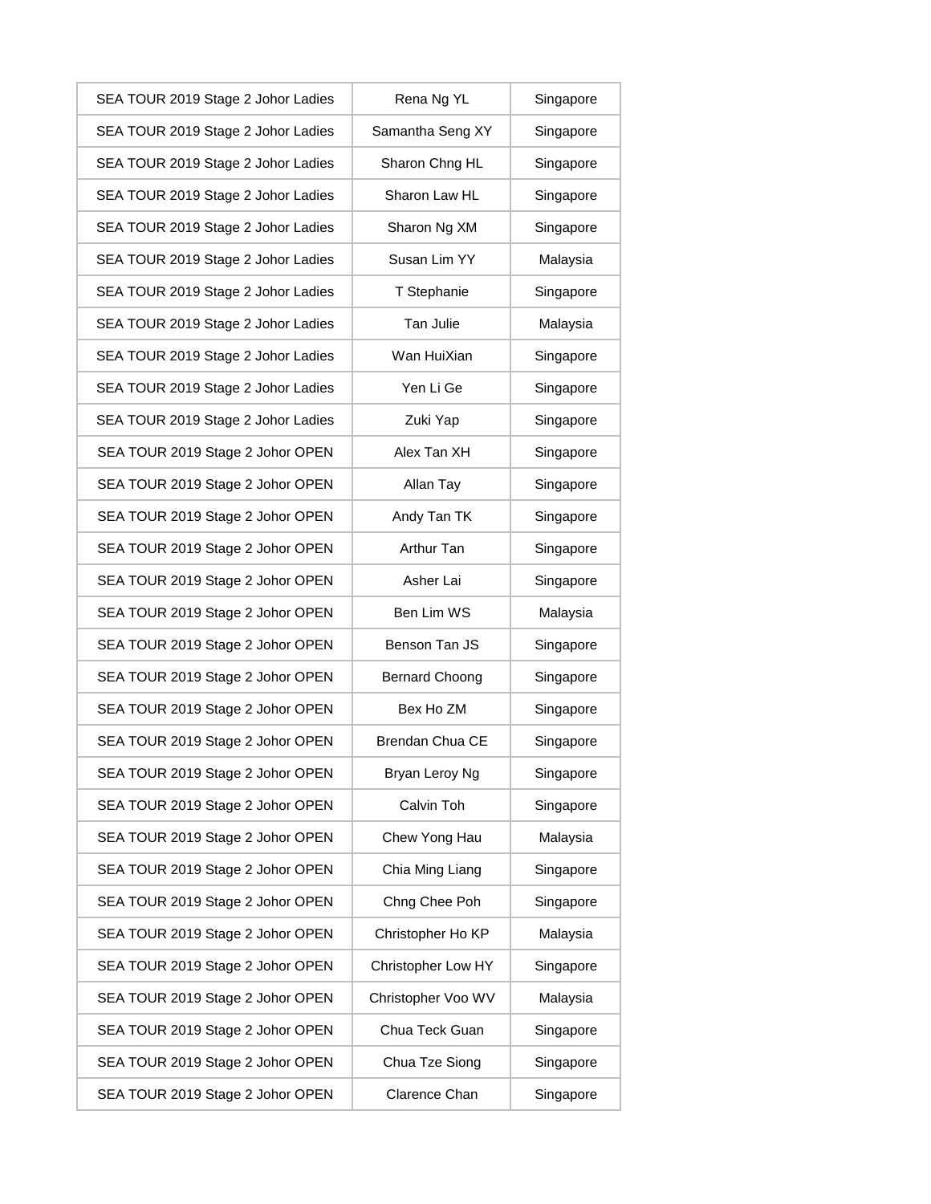| | | |
|---|---|---|
| SEA TOUR 2019 Stage 2 Johor Ladies | Rena Ng YL | Singapore |
| SEA TOUR 2019 Stage 2 Johor Ladies | Samantha Seng XY | Singapore |
| SEA TOUR 2019 Stage 2 Johor Ladies | Sharon Chng HL | Singapore |
| SEA TOUR 2019 Stage 2 Johor Ladies | Sharon Law HL | Singapore |
| SEA TOUR 2019 Stage 2 Johor Ladies | Sharon Ng XM | Singapore |
| SEA TOUR 2019 Stage 2 Johor Ladies | Susan Lim YY | Malaysia |
| SEA TOUR 2019 Stage 2 Johor Ladies | T Stephanie | Singapore |
| SEA TOUR 2019 Stage 2 Johor Ladies | Tan Julie | Malaysia |
| SEA TOUR 2019 Stage 2 Johor Ladies | Wan HuiXian | Singapore |
| SEA TOUR 2019 Stage 2 Johor Ladies | Yen Li Ge | Singapore |
| SEA TOUR 2019 Stage 2 Johor Ladies | Zuki Yap | Singapore |
| SEA TOUR 2019 Stage 2 Johor OPEN | Alex Tan XH | Singapore |
| SEA TOUR 2019 Stage 2 Johor OPEN | Allan Tay | Singapore |
| SEA TOUR 2019 Stage 2 Johor OPEN | Andy Tan TK | Singapore |
| SEA TOUR 2019 Stage 2 Johor OPEN | Arthur Tan | Singapore |
| SEA TOUR 2019 Stage 2 Johor OPEN | Asher Lai | Singapore |
| SEA TOUR 2019 Stage 2 Johor OPEN | Ben Lim WS | Malaysia |
| SEA TOUR 2019 Stage 2 Johor OPEN | Benson Tan JS | Singapore |
| SEA TOUR 2019 Stage 2 Johor OPEN | Bernard Choong | Singapore |
| SEA TOUR 2019 Stage 2 Johor OPEN | Bex Ho ZM | Singapore |
| SEA TOUR 2019 Stage 2 Johor OPEN | Brendan Chua CE | Singapore |
| SEA TOUR 2019 Stage 2 Johor OPEN | Bryan Leroy Ng | Singapore |
| SEA TOUR 2019 Stage 2 Johor OPEN | Calvin Toh | Singapore |
| SEA TOUR 2019 Stage 2 Johor OPEN | Chew Yong Hau | Malaysia |
| SEA TOUR 2019 Stage 2 Johor OPEN | Chia Ming Liang | Singapore |
| SEA TOUR 2019 Stage 2 Johor OPEN | Chng Chee Poh | Singapore |
| SEA TOUR 2019 Stage 2 Johor OPEN | Christopher Ho KP | Malaysia |
| SEA TOUR 2019 Stage 2 Johor OPEN | Christopher Low HY | Singapore |
| SEA TOUR 2019 Stage 2 Johor OPEN | Christopher Voo WV | Malaysia |
| SEA TOUR 2019 Stage 2 Johor OPEN | Chua Teck Guan | Singapore |
| SEA TOUR 2019 Stage 2 Johor OPEN | Chua Tze Siong | Singapore |
| SEA TOUR 2019 Stage 2 Johor OPEN | Clarence Chan | Singapore |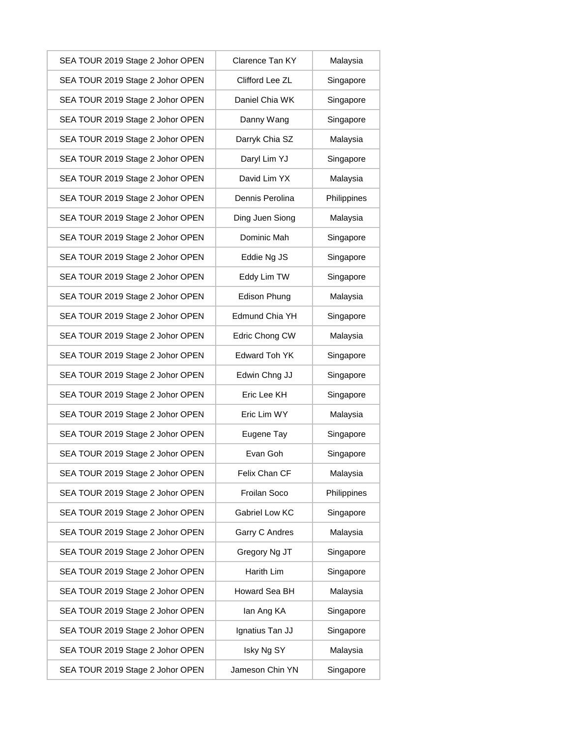| | | |
|---|---|---|
| SEA TOUR 2019 Stage 2 Johor OPEN | Clarence Tan KY | Malaysia |
| SEA TOUR 2019 Stage 2 Johor OPEN | Clifford Lee ZL | Singapore |
| SEA TOUR 2019 Stage 2 Johor OPEN | Daniel Chia WK | Singapore |
| SEA TOUR 2019 Stage 2 Johor OPEN | Danny Wang | Singapore |
| SEA TOUR 2019 Stage 2 Johor OPEN | Darryk Chia SZ | Malaysia |
| SEA TOUR 2019 Stage 2 Johor OPEN | Daryl Lim YJ | Singapore |
| SEA TOUR 2019 Stage 2 Johor OPEN | David Lim YX | Malaysia |
| SEA TOUR 2019 Stage 2 Johor OPEN | Dennis Perolina | Philippines |
| SEA TOUR 2019 Stage 2 Johor OPEN | Ding Juen Siong | Malaysia |
| SEA TOUR 2019 Stage 2 Johor OPEN | Dominic Mah | Singapore |
| SEA TOUR 2019 Stage 2 Johor OPEN | Eddie Ng JS | Singapore |
| SEA TOUR 2019 Stage 2 Johor OPEN | Eddy Lim TW | Singapore |
| SEA TOUR 2019 Stage 2 Johor OPEN | Edison Phung | Malaysia |
| SEA TOUR 2019 Stage 2 Johor OPEN | Edmund Chia YH | Singapore |
| SEA TOUR 2019 Stage 2 Johor OPEN | Edric Chong CW | Malaysia |
| SEA TOUR 2019 Stage 2 Johor OPEN | Edward Toh YK | Singapore |
| SEA TOUR 2019 Stage 2 Johor OPEN | Edwin Chng JJ | Singapore |
| SEA TOUR 2019 Stage 2 Johor OPEN | Eric Lee KH | Singapore |
| SEA TOUR 2019 Stage 2 Johor OPEN | Eric Lim WY | Malaysia |
| SEA TOUR 2019 Stage 2 Johor OPEN | Eugene Tay | Singapore |
| SEA TOUR 2019 Stage 2 Johor OPEN | Evan Goh | Singapore |
| SEA TOUR 2019 Stage 2 Johor OPEN | Felix Chan CF | Malaysia |
| SEA TOUR 2019 Stage 2 Johor OPEN | Froilan Soco | Philippines |
| SEA TOUR 2019 Stage 2 Johor OPEN | Gabriel Low KC | Singapore |
| SEA TOUR 2019 Stage 2 Johor OPEN | Garry C Andres | Malaysia |
| SEA TOUR 2019 Stage 2 Johor OPEN | Gregory Ng JT | Singapore |
| SEA TOUR 2019 Stage 2 Johor OPEN | Harith Lim | Singapore |
| SEA TOUR 2019 Stage 2 Johor OPEN | Howard Sea BH | Malaysia |
| SEA TOUR 2019 Stage 2 Johor OPEN | Ian Ang KA | Singapore |
| SEA TOUR 2019 Stage 2 Johor OPEN | Ignatius Tan JJ | Singapore |
| SEA TOUR 2019 Stage 2 Johor OPEN | Isky Ng SY | Malaysia |
| SEA TOUR 2019 Stage 2 Johor OPEN | Jameson Chin YN | Singapore |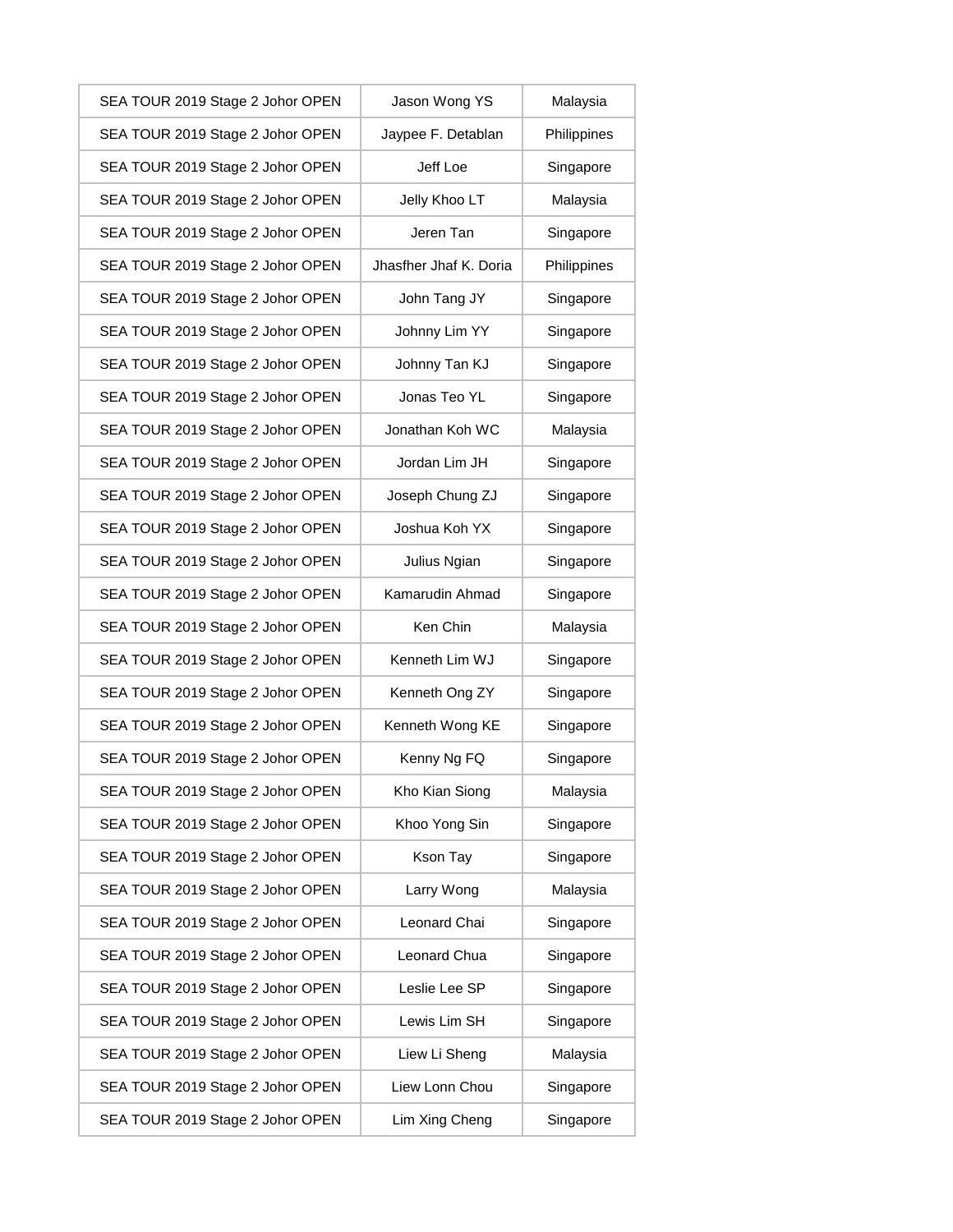| | | |
|---|---|---|
| SEA TOUR 2019 Stage 2 Johor OPEN | Jason Wong YS | Malaysia |
| SEA TOUR 2019 Stage 2 Johor OPEN | Jaypee F. Detablan | Philippines |
| SEA TOUR 2019 Stage 2 Johor OPEN | Jeff Loe | Singapore |
| SEA TOUR 2019 Stage 2 Johor OPEN | Jelly Khoo LT | Malaysia |
| SEA TOUR 2019 Stage 2 Johor OPEN | Jeren Tan | Singapore |
| SEA TOUR 2019 Stage 2 Johor OPEN | Jhasfher Jhaf K. Doria | Philippines |
| SEA TOUR 2019 Stage 2 Johor OPEN | John Tang JY | Singapore |
| SEA TOUR 2019 Stage 2 Johor OPEN | Johnny Lim YY | Singapore |
| SEA TOUR 2019 Stage 2 Johor OPEN | Johnny Tan KJ | Singapore |
| SEA TOUR 2019 Stage 2 Johor OPEN | Jonas Teo YL | Singapore |
| SEA TOUR 2019 Stage 2 Johor OPEN | Jonathan Koh WC | Malaysia |
| SEA TOUR 2019 Stage 2 Johor OPEN | Jordan Lim JH | Singapore |
| SEA TOUR 2019 Stage 2 Johor OPEN | Joseph Chung ZJ | Singapore |
| SEA TOUR 2019 Stage 2 Johor OPEN | Joshua Koh YX | Singapore |
| SEA TOUR 2019 Stage 2 Johor OPEN | Julius Ngian | Singapore |
| SEA TOUR 2019 Stage 2 Johor OPEN | Kamarudin Ahmad | Singapore |
| SEA TOUR 2019 Stage 2 Johor OPEN | Ken Chin | Malaysia |
| SEA TOUR 2019 Stage 2 Johor OPEN | Kenneth Lim WJ | Singapore |
| SEA TOUR 2019 Stage 2 Johor OPEN | Kenneth Ong ZY | Singapore |
| SEA TOUR 2019 Stage 2 Johor OPEN | Kenneth Wong KE | Singapore |
| SEA TOUR 2019 Stage 2 Johor OPEN | Kenny Ng FQ | Singapore |
| SEA TOUR 2019 Stage 2 Johor OPEN | Kho Kian Siong | Malaysia |
| SEA TOUR 2019 Stage 2 Johor OPEN | Khoo Yong Sin | Singapore |
| SEA TOUR 2019 Stage 2 Johor OPEN | Kson Tay | Singapore |
| SEA TOUR 2019 Stage 2 Johor OPEN | Larry Wong | Malaysia |
| SEA TOUR 2019 Stage 2 Johor OPEN | Leonard Chai | Singapore |
| SEA TOUR 2019 Stage 2 Johor OPEN | Leonard Chua | Singapore |
| SEA TOUR 2019 Stage 2 Johor OPEN | Leslie Lee SP | Singapore |
| SEA TOUR 2019 Stage 2 Johor OPEN | Lewis Lim SH | Singapore |
| SEA TOUR 2019 Stage 2 Johor OPEN | Liew Li Sheng | Malaysia |
| SEA TOUR 2019 Stage 2 Johor OPEN | Liew Lonn Chou | Singapore |
| SEA TOUR 2019 Stage 2 Johor OPEN | Lim Xing Cheng | Singapore |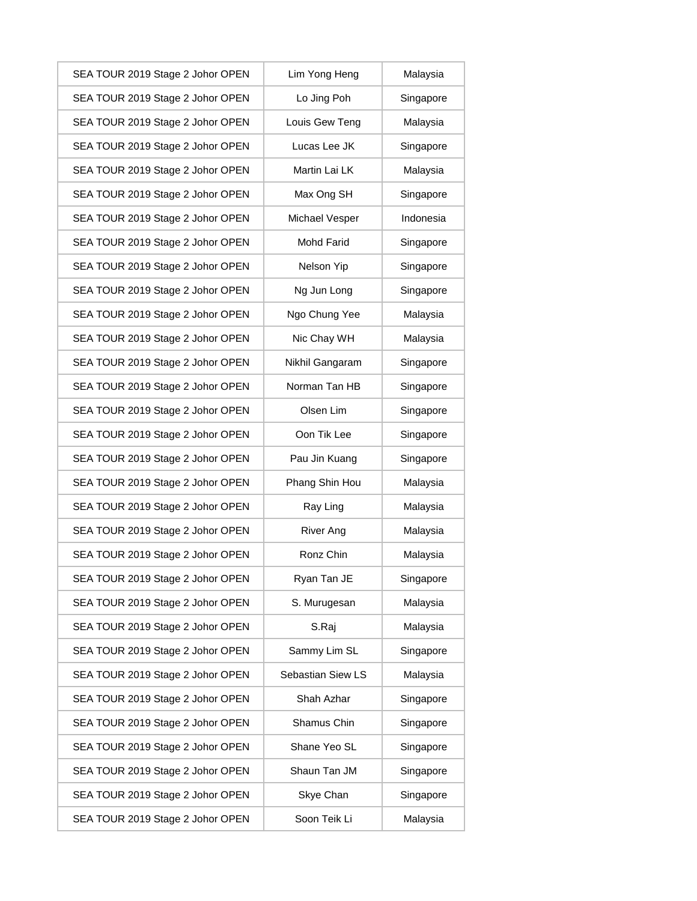| | | |
|---|---|---|
| SEA TOUR 2019 Stage 2 Johor OPEN | Lim Yong Heng | Malaysia |
| SEA TOUR 2019 Stage 2 Johor OPEN | Lo Jing Poh | Singapore |
| SEA TOUR 2019 Stage 2 Johor OPEN | Louis Gew Teng | Malaysia |
| SEA TOUR 2019 Stage 2 Johor OPEN | Lucas Lee JK | Singapore |
| SEA TOUR 2019 Stage 2 Johor OPEN | Martin Lai LK | Malaysia |
| SEA TOUR 2019 Stage 2 Johor OPEN | Max Ong SH | Singapore |
| SEA TOUR 2019 Stage 2 Johor OPEN | Michael Vesper | Indonesia |
| SEA TOUR 2019 Stage 2 Johor OPEN | Mohd Farid | Singapore |
| SEA TOUR 2019 Stage 2 Johor OPEN | Nelson Yip | Singapore |
| SEA TOUR 2019 Stage 2 Johor OPEN | Ng Jun Long | Singapore |
| SEA TOUR 2019 Stage 2 Johor OPEN | Ngo Chung Yee | Malaysia |
| SEA TOUR 2019 Stage 2 Johor OPEN | Nic Chay WH | Malaysia |
| SEA TOUR 2019 Stage 2 Johor OPEN | Nikhil Gangaram | Singapore |
| SEA TOUR 2019 Stage 2 Johor OPEN | Norman Tan HB | Singapore |
| SEA TOUR 2019 Stage 2 Johor OPEN | Olsen Lim | Singapore |
| SEA TOUR 2019 Stage 2 Johor OPEN | Oon Tik Lee | Singapore |
| SEA TOUR 2019 Stage 2 Johor OPEN | Pau Jin Kuang | Singapore |
| SEA TOUR 2019 Stage 2 Johor OPEN | Phang Shin Hou | Malaysia |
| SEA TOUR 2019 Stage 2 Johor OPEN | Ray Ling | Malaysia |
| SEA TOUR 2019 Stage 2 Johor OPEN | River Ang | Malaysia |
| SEA TOUR 2019 Stage 2 Johor OPEN | Ronz Chin | Malaysia |
| SEA TOUR 2019 Stage 2 Johor OPEN | Ryan Tan JE | Singapore |
| SEA TOUR 2019 Stage 2 Johor OPEN | S. Murugesan | Malaysia |
| SEA TOUR 2019 Stage 2 Johor OPEN | S.Raj | Malaysia |
| SEA TOUR 2019 Stage 2 Johor OPEN | Sammy Lim SL | Singapore |
| SEA TOUR 2019 Stage 2 Johor OPEN | Sebastian Siew LS | Malaysia |
| SEA TOUR 2019 Stage 2 Johor OPEN | Shah Azhar | Singapore |
| SEA TOUR 2019 Stage 2 Johor OPEN | Shamus Chin | Singapore |
| SEA TOUR 2019 Stage 2 Johor OPEN | Shane Yeo SL | Singapore |
| SEA TOUR 2019 Stage 2 Johor OPEN | Shaun Tan JM | Singapore |
| SEA TOUR 2019 Stage 2 Johor OPEN | Skye Chan | Singapore |
| SEA TOUR 2019 Stage 2 Johor OPEN | Soon Teik Li | Malaysia |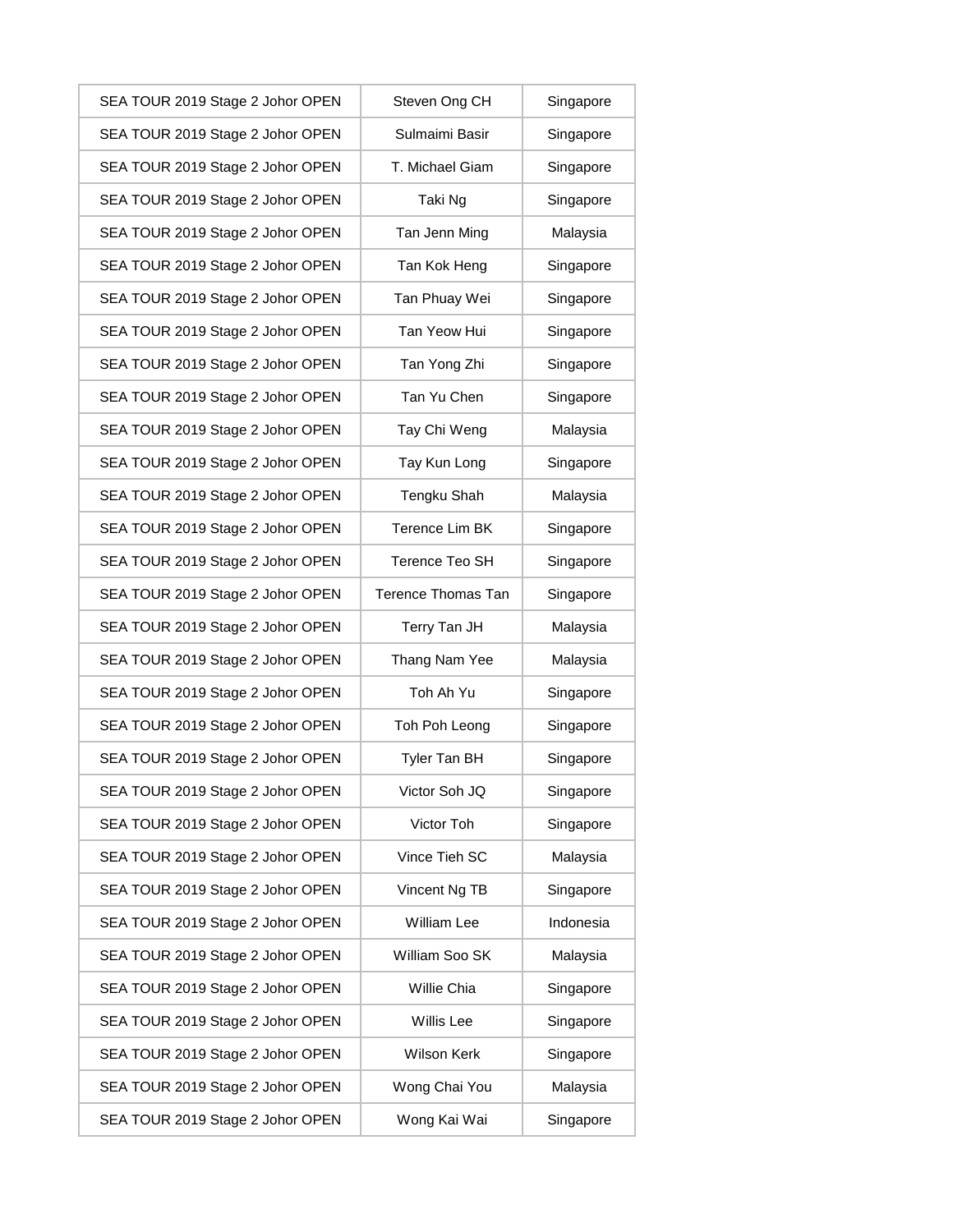| | | |
|---|---|---|
| SEA TOUR 2019 Stage 2 Johor OPEN | Steven Ong CH | Singapore |
| SEA TOUR 2019 Stage 2 Johor OPEN | Sulmaimi Basir | Singapore |
| SEA TOUR 2019 Stage 2 Johor OPEN | T. Michael Giam | Singapore |
| SEA TOUR 2019 Stage 2 Johor OPEN | Taki Ng | Singapore |
| SEA TOUR 2019 Stage 2 Johor OPEN | Tan Jenn Ming | Malaysia |
| SEA TOUR 2019 Stage 2 Johor OPEN | Tan Kok Heng | Singapore |
| SEA TOUR 2019 Stage 2 Johor OPEN | Tan Phuay Wei | Singapore |
| SEA TOUR 2019 Stage 2 Johor OPEN | Tan Yeow Hui | Singapore |
| SEA TOUR 2019 Stage 2 Johor OPEN | Tan Yong Zhi | Singapore |
| SEA TOUR 2019 Stage 2 Johor OPEN | Tan Yu Chen | Singapore |
| SEA TOUR 2019 Stage 2 Johor OPEN | Tay Chi Weng | Malaysia |
| SEA TOUR 2019 Stage 2 Johor OPEN | Tay Kun Long | Singapore |
| SEA TOUR 2019 Stage 2 Johor OPEN | Tengku Shah | Malaysia |
| SEA TOUR 2019 Stage 2 Johor OPEN | Terence Lim BK | Singapore |
| SEA TOUR 2019 Stage 2 Johor OPEN | Terence Teo SH | Singapore |
| SEA TOUR 2019 Stage 2 Johor OPEN | Terence Thomas Tan | Singapore |
| SEA TOUR 2019 Stage 2 Johor OPEN | Terry Tan JH | Malaysia |
| SEA TOUR 2019 Stage 2 Johor OPEN | Thang Nam Yee | Malaysia |
| SEA TOUR 2019 Stage 2 Johor OPEN | Toh Ah Yu | Singapore |
| SEA TOUR 2019 Stage 2 Johor OPEN | Toh Poh Leong | Singapore |
| SEA TOUR 2019 Stage 2 Johor OPEN | Tyler Tan BH | Singapore |
| SEA TOUR 2019 Stage 2 Johor OPEN | Victor Soh JQ | Singapore |
| SEA TOUR 2019 Stage 2 Johor OPEN | Victor Toh | Singapore |
| SEA TOUR 2019 Stage 2 Johor OPEN | Vince Tieh SC | Malaysia |
| SEA TOUR 2019 Stage 2 Johor OPEN | Vincent Ng TB | Singapore |
| SEA TOUR 2019 Stage 2 Johor OPEN | William Lee | Indonesia |
| SEA TOUR 2019 Stage 2 Johor OPEN | William Soo SK | Malaysia |
| SEA TOUR 2019 Stage 2 Johor OPEN | Willie Chia | Singapore |
| SEA TOUR 2019 Stage 2 Johor OPEN | Willis Lee | Singapore |
| SEA TOUR 2019 Stage 2 Johor OPEN | Wilson Kerk | Singapore |
| SEA TOUR 2019 Stage 2 Johor OPEN | Wong Chai You | Malaysia |
| SEA TOUR 2019 Stage 2 Johor OPEN | Wong Kai Wai | Singapore |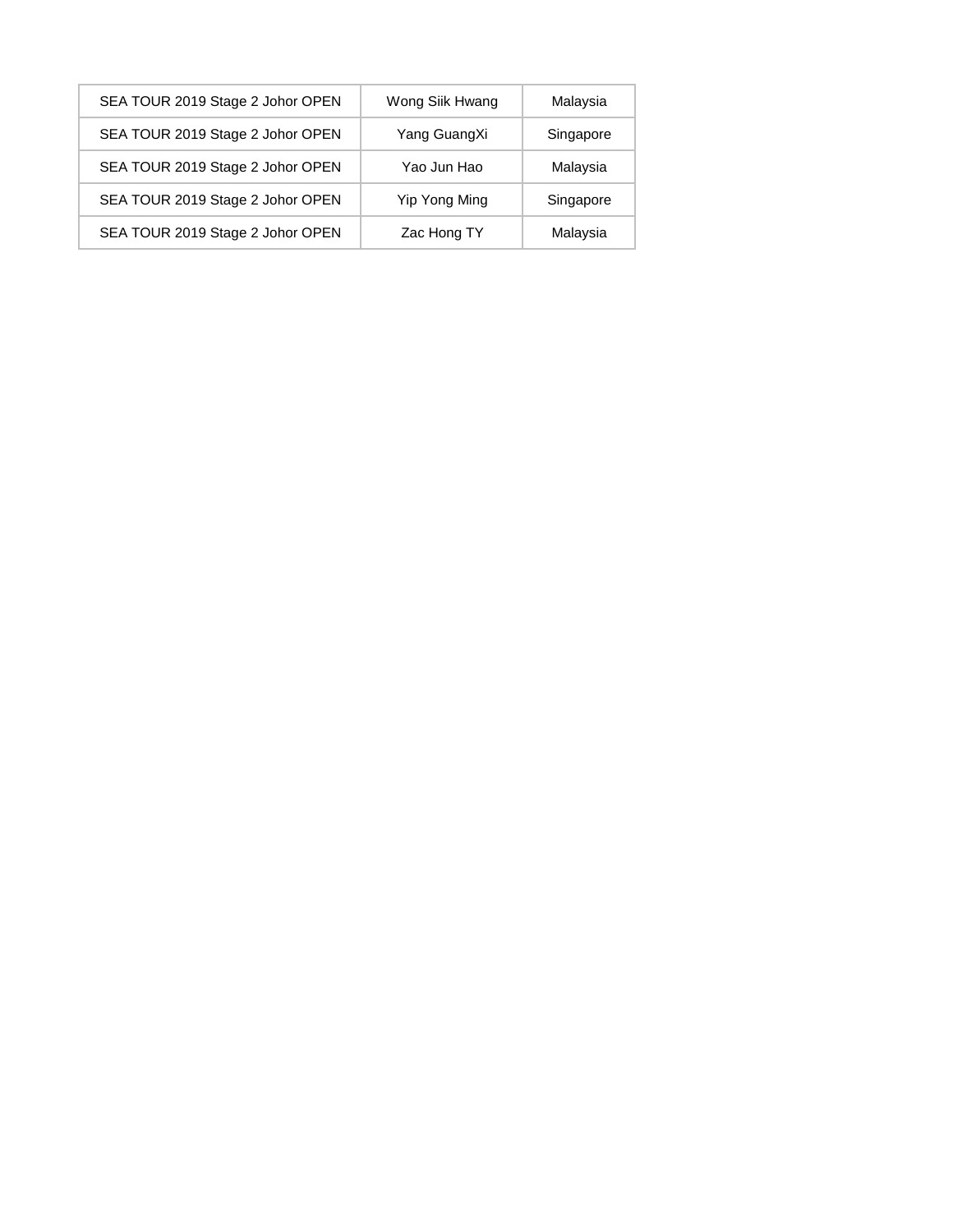| | | |
| --- | --- | --- |
| SEA TOUR 2019 Stage 2 Johor OPEN | Wong Siik Hwang | Malaysia |
| SEA TOUR 2019 Stage 2 Johor OPEN | Yang GuangXi | Singapore |
| SEA TOUR 2019 Stage 2 Johor OPEN | Yao Jun Hao | Malaysia |
| SEA TOUR 2019 Stage 2 Johor OPEN | Yip Yong Ming | Singapore |
| SEA TOUR 2019 Stage 2 Johor OPEN | Zac Hong TY | Malaysia |